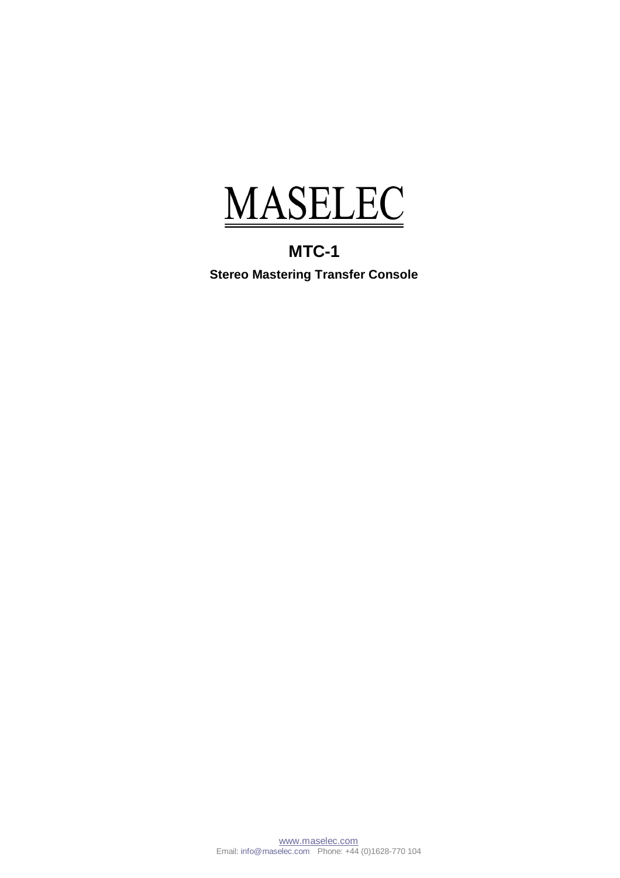# MASELEC

## MTC-1

**Stereo Mastering Transfer Console**

www.maselec.com
Email: info@maselec.com Phone: +44 (0)1628-770 104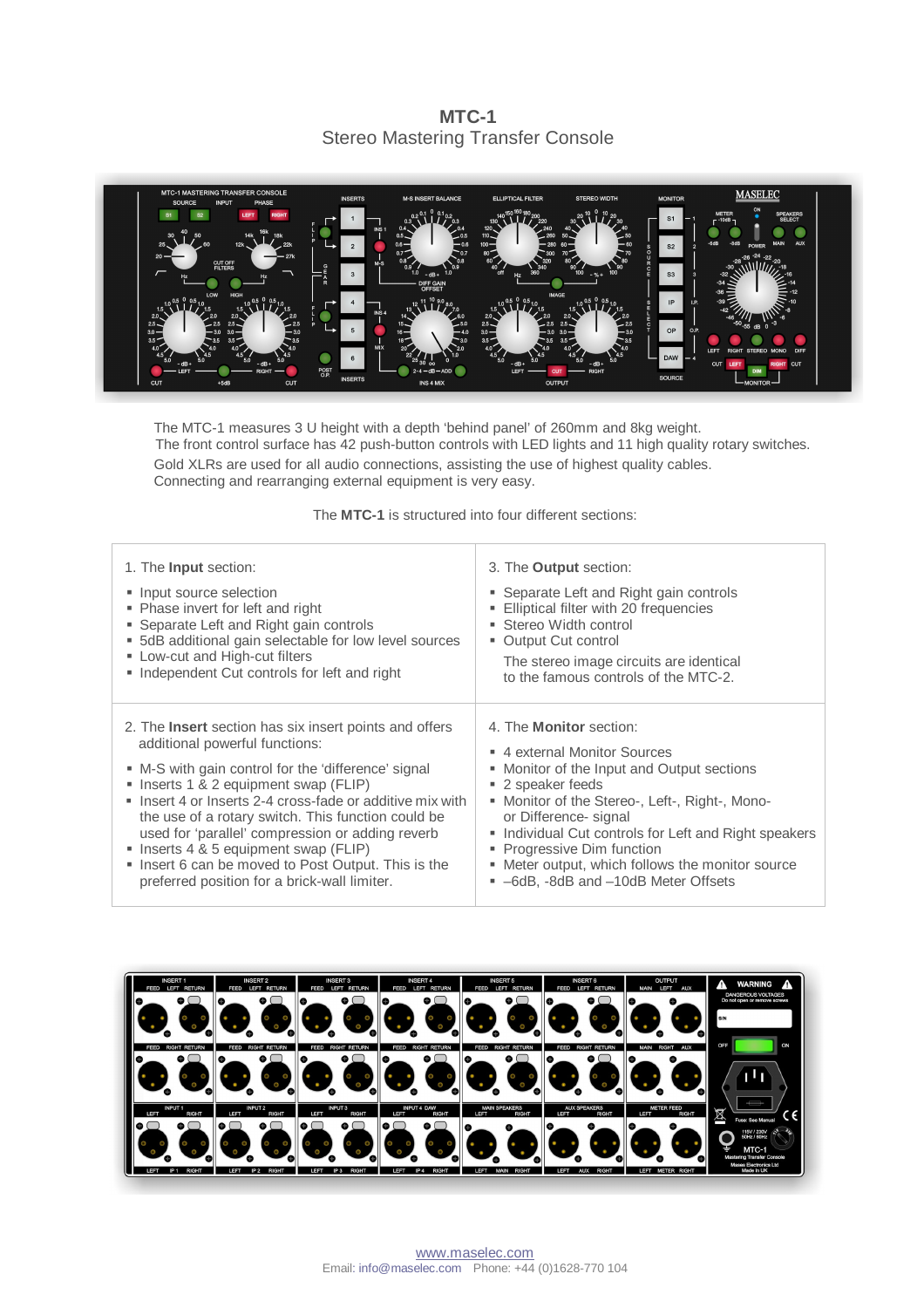# MTC-1

## Stereo Mastering Transfer Console

The MTC-1 measures 3 U height with a depth 'behind panel' of 260mm and 8kg weight.
The front control surface has 42 push-button controls with LED lights and 11 high quality rotary switches.
Gold XLRs are used for all audio connections, assisting the use of highest quality cables.
Connecting and rearranging external equipment is very easy.

The **MTC-1** is structured into four different sections:

1. The **Input** section:

- Input source selection
- Phase invert for left and right
- Separate Left and Right gain controls
- 5dB additional gain selectable for low level sources
- Low-cut and High-cut filters
- Independent Cut controls for left and right

2. The **Insert** section has six insert points and offers additional powerful functions:

- M-S with gain control for the 'difference' signal
- Inserts 1 & 2 equipment swap (FLIP)
- Insert 4 or Inserts 2-4 cross-fade or additive mix with the use of a rotary switch. This function could be used for 'parallel' compression or adding reverb
- Inserts 4 & 5 equipment swap (FLIP)
- Insert 6 can be moved to Post Output. This is the preferred position for a brick-wall limiter.

3. The **Output** section:

- Separate Left and Right gain controls
- Elliptical filter with 20 frequencies
- Stereo Width control
- Output Cut control

The stereo image circuits are identical to the famous controls of the MTC-2.

4. The **Monitor** section:

- 4 external Monitor Sources
- Monitor of the Input and Output sections
- 2 speaker feeds
- Monitor of the Stereo-, Left-, Right-, Mono- or Difference- signal
- Individual Cut controls for Left and Right speakers
- Progressive Dim function
- Meter output, which follows the monitor source
- –6dB, -8dB and –10dB Meter Offsets

www.maselec.com
Email: info@maselec.com Phone: +44 (0)1628-770 104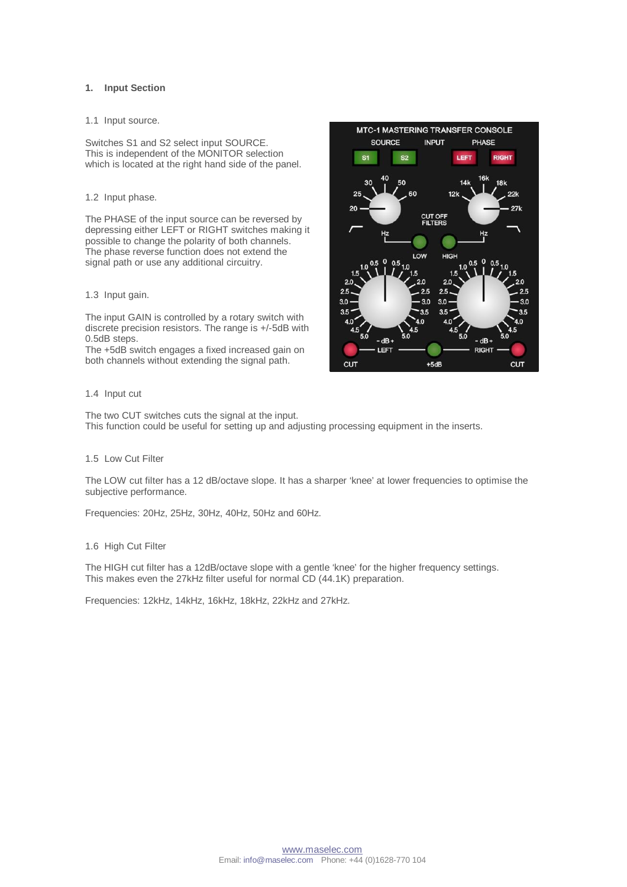# 1. Input Section

## 1.1 Input source.

Switches S1 and S2 select input SOURCE.
This is independent of the MONITOR selection which is located at the right hand side of the panel.

## 1.2 Input phase.

The PHASE of the input source can be reversed by depressing either LEFT or RIGHT switches making it possible to change the polarity of both channels.
The phase reverse function does not extend the signal path or use any additional circuitry.

## 1.3 Input gain.

The input GAIN is controlled by a rotary switch with discrete precision resistors. The range is +/-5dB with 0.5dB steps.
The +5dB switch engages a fixed increased gain on both channels without extending the signal path.

## 1.4 Input cut

The two CUT switches cuts the signal at the input.
This function could be useful for setting up and adjusting processing equipment in the inserts.

## 1.5 Low Cut Filter

The LOW cut filter has a 12 dB/octave slope. It has a sharper 'knee' at lower frequencies to optimise the subjective performance.

Frequencies: 20Hz, 25Hz, 30Hz, 40Hz, 50Hz and 60Hz.

## 1.6 High Cut Filter

The HIGH cut filter has a 12dB/octave slope with a gentle 'knee' for the higher frequency settings.
This makes even the 27kHz filter useful for normal CD (44.1K) preparation.

Frequencies: 12kHz, 14kHz, 16kHz, 18kHz, 22kHz and 27kHz.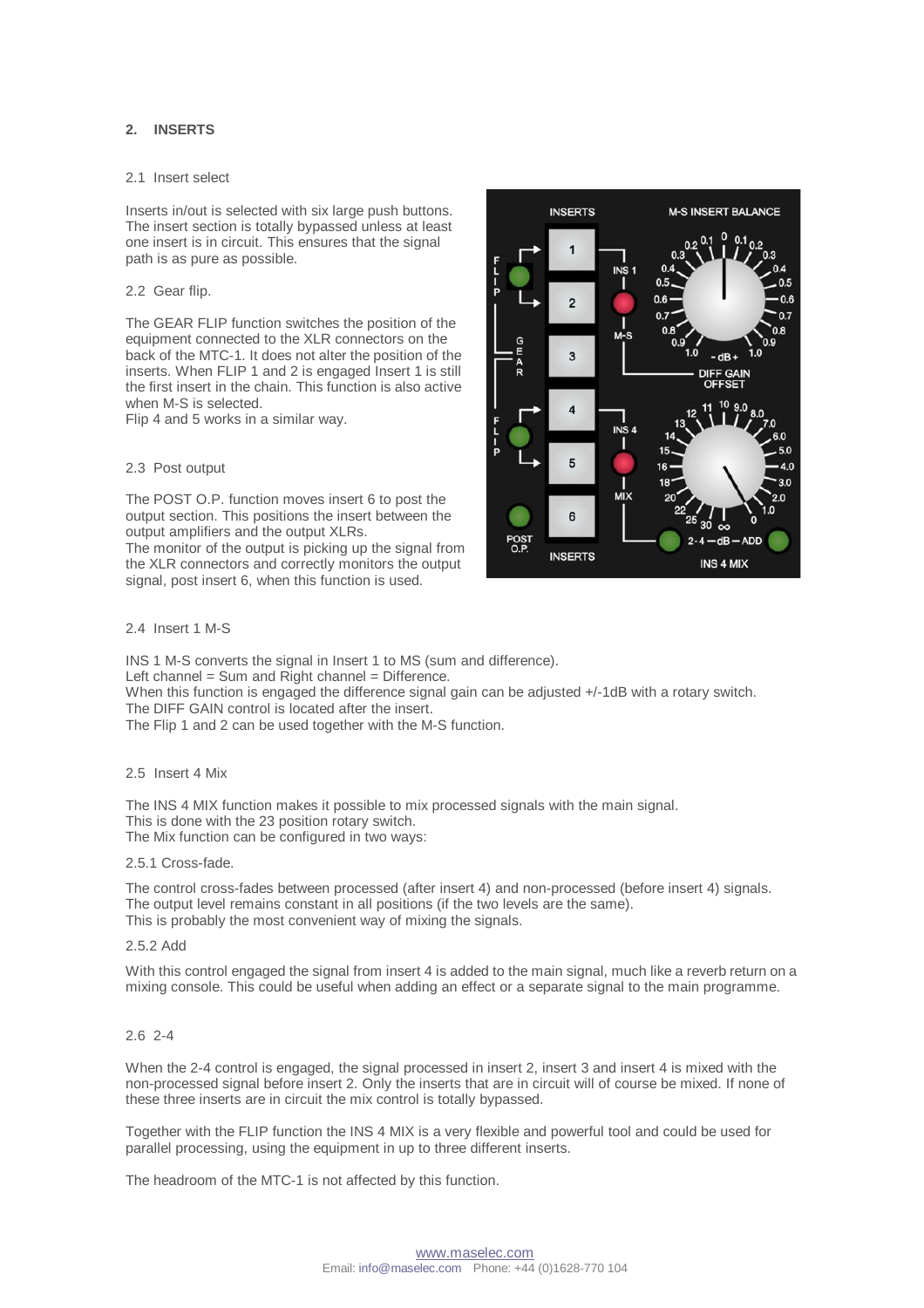## 2. INSERTS

### 2.1 Insert select

Inserts in/out is selected with six large push buttons. The insert section is totally bypassed unless at least one insert is in circuit. This ensures that the signal path is as pure as possible.

### 2.2 Gear flip.

The GEAR FLIP function switches the position of the equipment connected to the XLR connectors on the back of the MTC-1. It does not alter the position of the inserts. When FLIP 1 and 2 is engaged Insert 1 is still the first insert in the chain. This function is also active when M-S is selected.
Flip 4 and 5 works in a similar way.

### 2.3 Post output

The POST O.P. function moves insert 6 to post the output section. This positions the insert between the output amplifiers and the output XLRs.
The monitor of the output is picking up the signal from the XLR connectors and correctly monitors the output signal, post insert 6, when this function is used.

### 2.4 Insert 1 M-S

INS 1 M-S converts the signal in Insert 1 to MS (sum and difference).
Left channel = Sum and Right channel = Difference.
When this function is engaged the difference signal gain can be adjusted +/-1dB with a rotary switch.
The DIFF GAIN control is located after the insert.
The Flip 1 and 2 can be used together with the M-S function.

### 2.5 Insert 4 Mix

The INS 4 MIX function makes it possible to mix processed signals with the main signal.
This is done with the 23 position rotary switch.
The Mix function can be configured in two ways:

#### 2.5.1 Cross-fade.

The control cross-fades between processed (after insert 4) and non-processed (before insert 4) signals.
The output level remains constant in all positions (if the two levels are the same).
This is probably the most convenient way of mixing the signals.

#### 2.5.2 Add

With this control engaged the signal from insert 4 is added to the main signal, much like a reverb return on a mixing console. This could be useful when adding an effect or a separate signal to the main programme.

### 2.6 2-4

When the 2-4 control is engaged, the signal processed in insert 2, insert 3 and insert 4 is mixed with the non-processed signal before insert 2. Only the inserts that are in circuit will of course be mixed. If none of these three inserts are in circuit the mix control is totally bypassed.

Together with the FLIP function the INS 4 MIX is a very flexible and powerful tool and could be used for parallel processing, using the equipment in up to three different inserts.

The headroom of the MTC-1 is not affected by this function.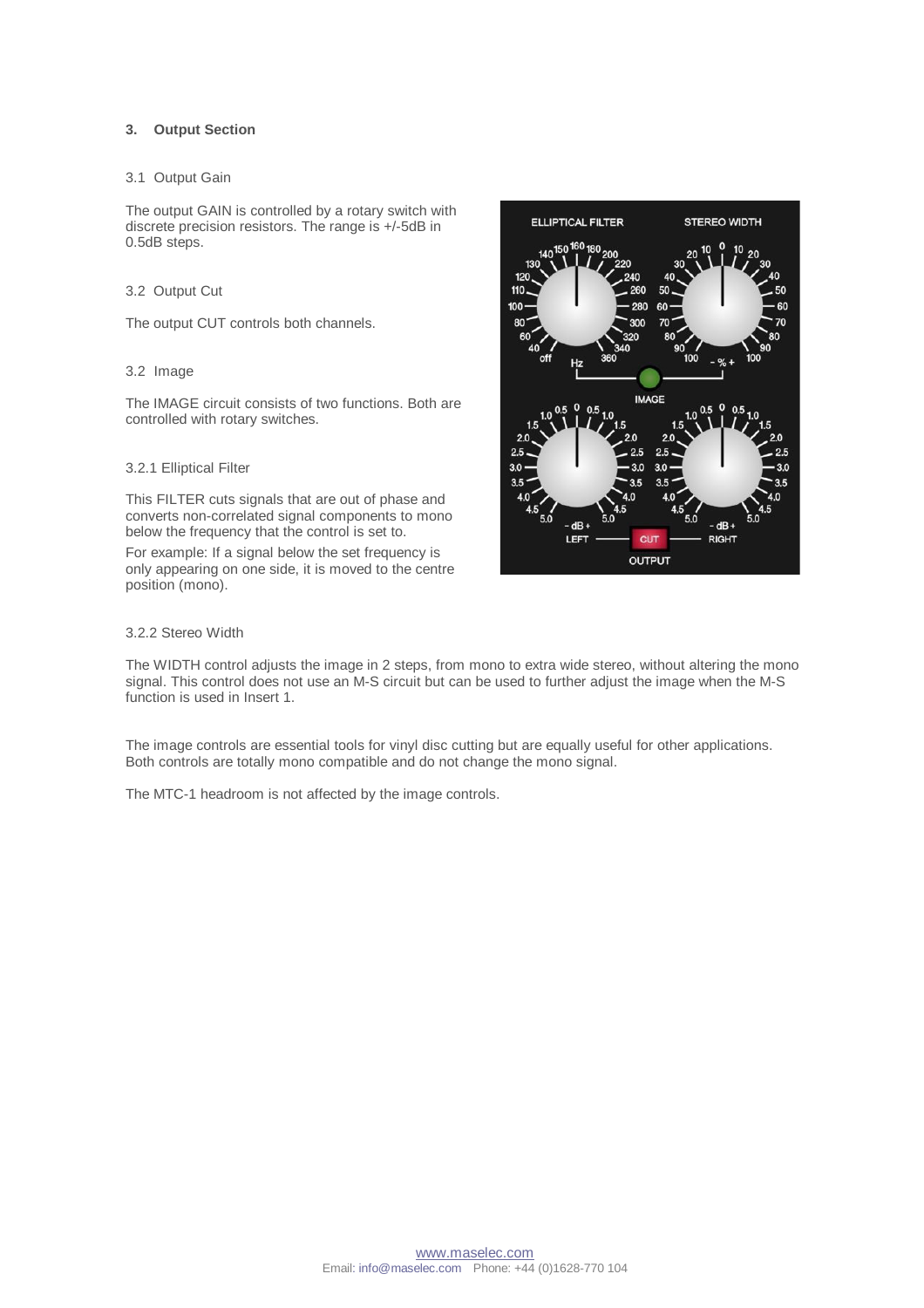## 3. Output Section

### 3.1 Output Gain

The output GAIN is controlled by a rotary switch with discrete precision resistors. The range is +/-5dB in 0.5dB steps.

### 3.2 Output Cut

The output CUT controls both channels.

### 3.2 Image

The IMAGE circuit consists of two functions. Both are controlled with rotary switches.

#### 3.2.1 Elliptical Filter

This FILTER cuts signals that are out of phase and converts non-correlated signal components to mono below the frequency that the control is set to.

For example: If a signal below the set frequency is only appearing on one side, it is moved to the centre position (mono).

#### 3.2.2 Stereo Width

The WIDTH control adjusts the image in 2 steps, from mono to extra wide stereo, without altering the mono signal. This control does not use an M-S circuit but can be used to further adjust the image when the M-S function is used in Insert 1.

The image controls are essential tools for vinyl disc cutting but are equally useful for other applications. Both controls are totally mono compatible and do not change the mono signal.

The MTC-1 headroom is not affected by the image controls.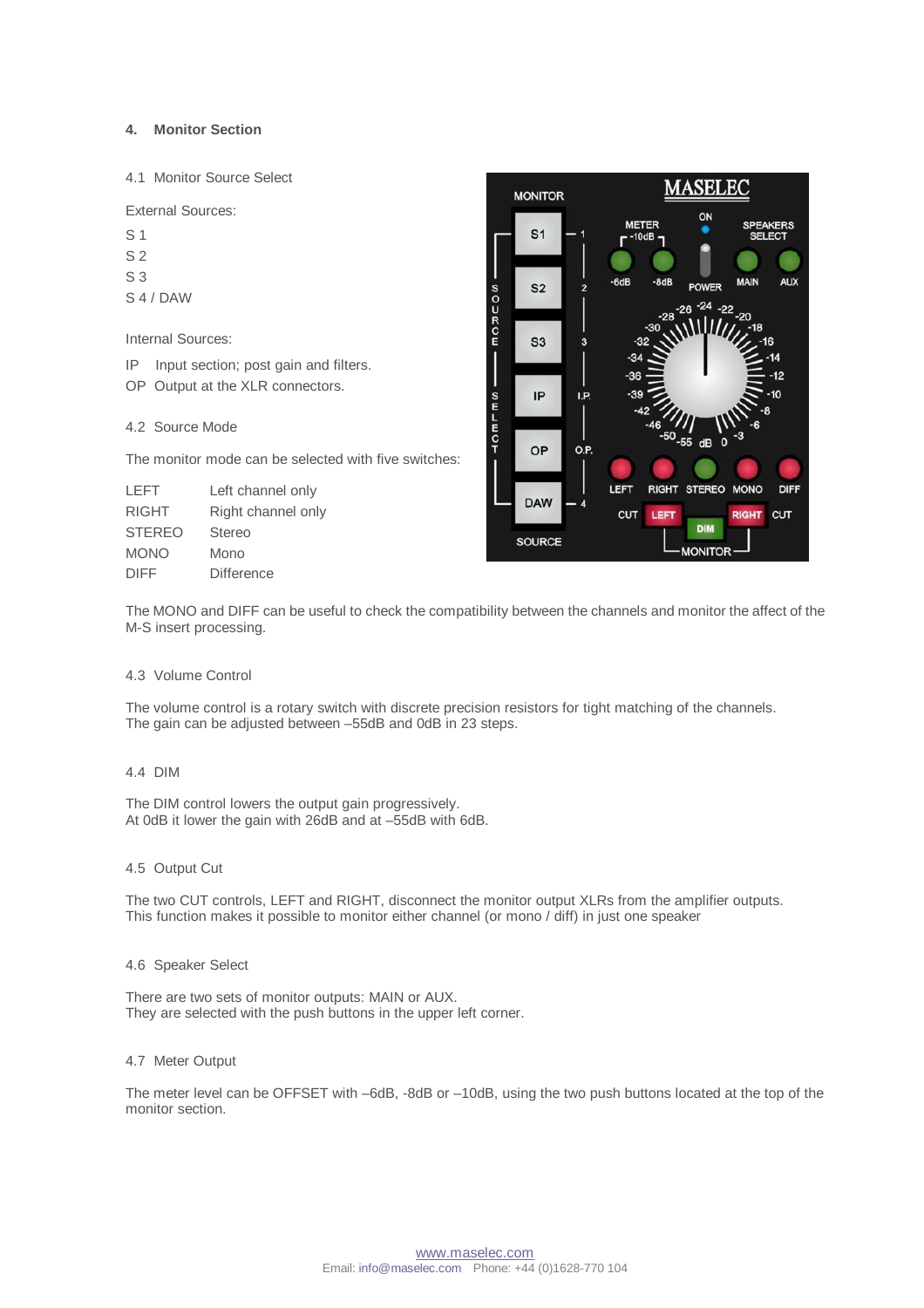## 4. Monitor Section

### 4.1 Monitor Source Select

External Sources:

S 1
S 2
S 3
S 4 / DAW

Internal Sources:

IP Input section; post gain and filters.
OP Output at the XLR connectors.

### 4.2 Source Mode

The monitor mode can be selected with five switches:

| | |
|---|---|
| LEFT | Left channel only |
| RIGHT | Right channel only |
| STEREO | Stereo |
| MONO | Mono |
| DIFF | Difference |

The MONO and DIFF can be useful to check the compatibility between the channels and monitor the affect of the M-S insert processing.

### 4.3 Volume Control

The volume control is a rotary switch with discrete precision resistors for tight matching of the channels.
The gain can be adjusted between –55dB and 0dB in 23 steps.

### 4.4 DIM

The DIM control lowers the output gain progressively.
At 0dB it lower the gain with 26dB and at –55dB with 6dB.

### 4.5 Output Cut

The two CUT controls, LEFT and RIGHT, disconnect the monitor output XLRs from the amplifier outputs.
This function makes it possible to monitor either channel (or mono / diff) in just one speaker

### 4.6 Speaker Select

There are two sets of monitor outputs: MAIN or AUX.
They are selected with the push buttons in the upper left corner.

### 4.7 Meter Output

The meter level can be OFFSET with –6dB, -8dB or –10dB, using the two push buttons located at the top of the monitor section.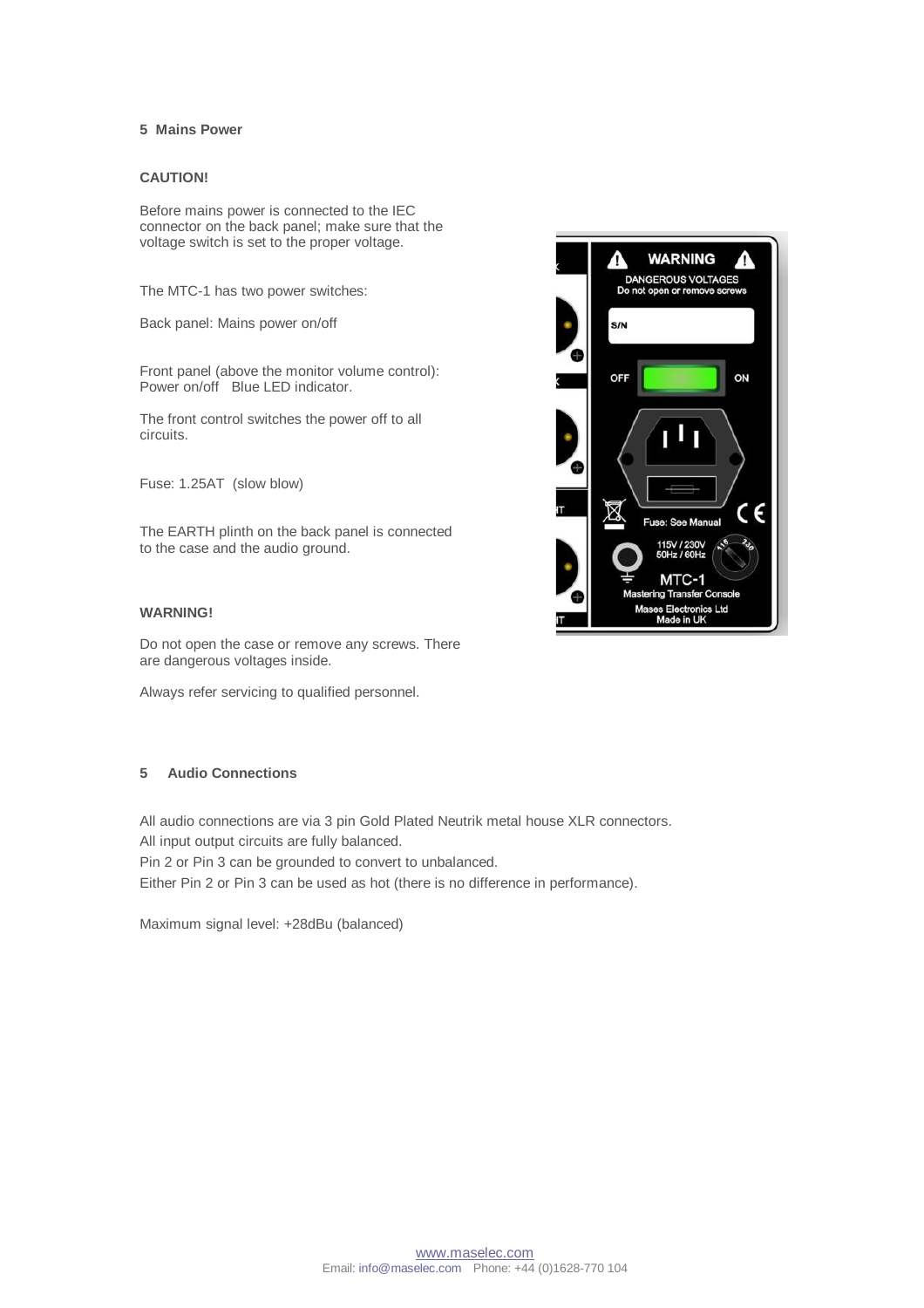## 5 Mains Power

**CAUTION!**

Before mains power is connected to the IEC connector on the back panel; make sure that the voltage switch is set to the proper voltage.

The MTC-1 has two power switches:

Back panel: Mains power on/off

Front panel (above the monitor volume control): Power on/off Blue LED indicator.

The front control switches the power off to all circuits.

Fuse: 1.25AT (slow blow)

The EARTH plinth on the back panel is connected to the case and the audio ground.

**WARNING!**

Do not open the case or remove any screws. There are dangerous voltages inside.

Always refer servicing to qualified personnel.

## 5 Audio Connections

All audio connections are via 3 pin Gold Plated Neutrik metal house XLR connectors.
All input output circuits are fully balanced.
Pin 2 or Pin 3 can be grounded to convert to unbalanced.
Either Pin 2 or Pin 3 can be used as hot (there is no difference in performance).

Maximum signal level: +28dBu (balanced)